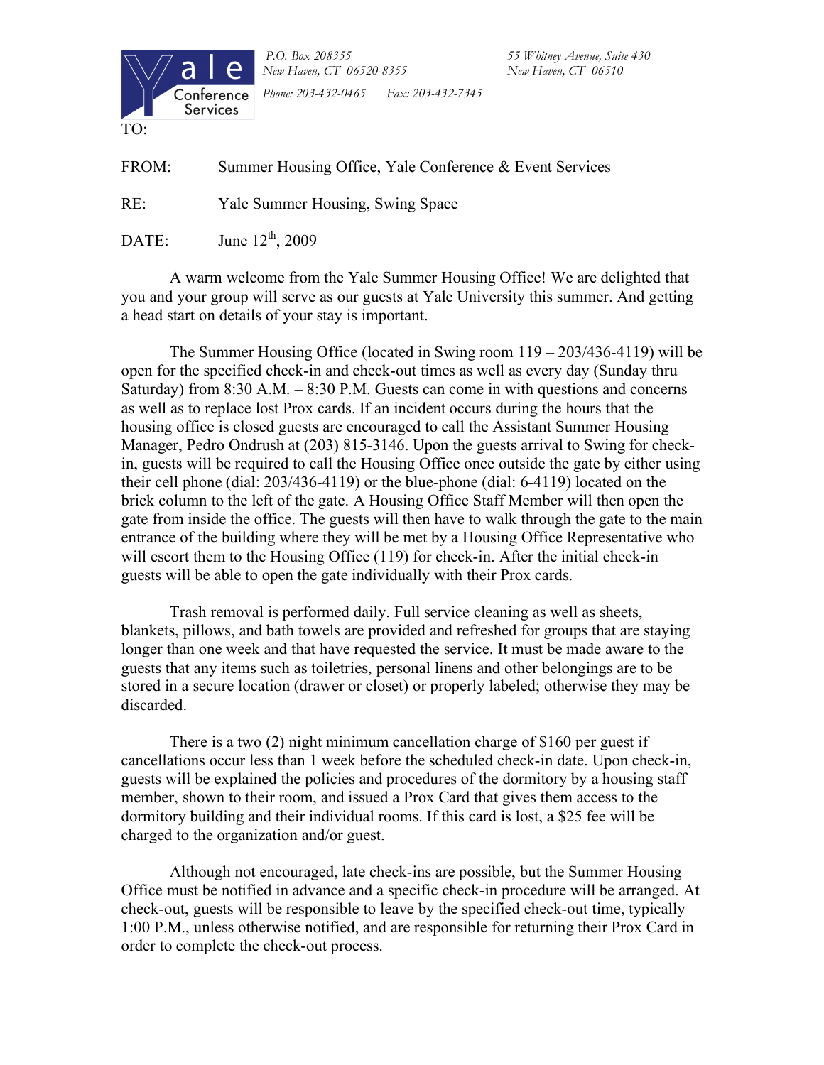Yale Conference Services

*P.O. Box 208355*
*New Haven, CT 06520-8355*

*Phone: 203-432-0465 | Fax: 203-432-7345*

*55 Whitney Avenue, Suite 430*
*New Haven, CT 06510*

TO:

FROM: Summer Housing Office, Yale Conference & Event Services

RE: Yale Summer Housing, Swing Space

DATE: June 12th, 2009

A warm welcome from the Yale Summer Housing Office! We are delighted that you and your group will serve as our guests at Yale University this summer. And getting a head start on details of your stay is important.

The Summer Housing Office (located in Swing room 119 – 203/436-4119) will be open for the specified check-in and check-out times as well as every day (Sunday thru Saturday) from 8:30 A.M. – 8:30 P.M. Guests can come in with questions and concerns as well as to replace lost Prox cards. If an incident occurs during the hours that the housing office is closed guests are encouraged to call the Assistant Summer Housing Manager, Pedro Ondrush at (203) 815-3146. Upon the guests arrival to Swing for check-in, guests will be required to call the Housing Office once outside the gate by either using their cell phone (dial: 203/436-4119) or the blue-phone (dial: 6-4119) located on the brick column to the left of the gate. A Housing Office Staff Member will then open the gate from inside the office. The guests will then have to walk through the gate to the main entrance of the building where they will be met by a Housing Office Representative who will escort them to the Housing Office (119) for check-in. After the initial check-in guests will be able to open the gate individually with their Prox cards.

Trash removal is performed daily. Full service cleaning as well as sheets, blankets, pillows, and bath towels are provided and refreshed for groups that are staying longer than one week and that have requested the service. It must be made aware to the guests that any items such as toiletries, personal linens and other belongings are to be stored in a secure location (drawer or closet) or properly labeled; otherwise they may be discarded.

There is a two (2) night minimum cancellation charge of $160 per guest if cancellations occur less than 1 week before the scheduled check-in date. Upon check-in, guests will be explained the policies and procedures of the dormitory by a housing staff member, shown to their room, and issued a Prox Card that gives them access to the dormitory building and their individual rooms. If this card is lost, a $25 fee will be charged to the organization and/or guest.

Although not encouraged, late check-ins are possible, but the Summer Housing Office must be notified in advance and a specific check-in procedure will be arranged. At check-out, guests will be responsible to leave by the specified check-out time, typically 1:00 P.M., unless otherwise notified, and are responsible for returning their Prox Card in order to complete the check-out process.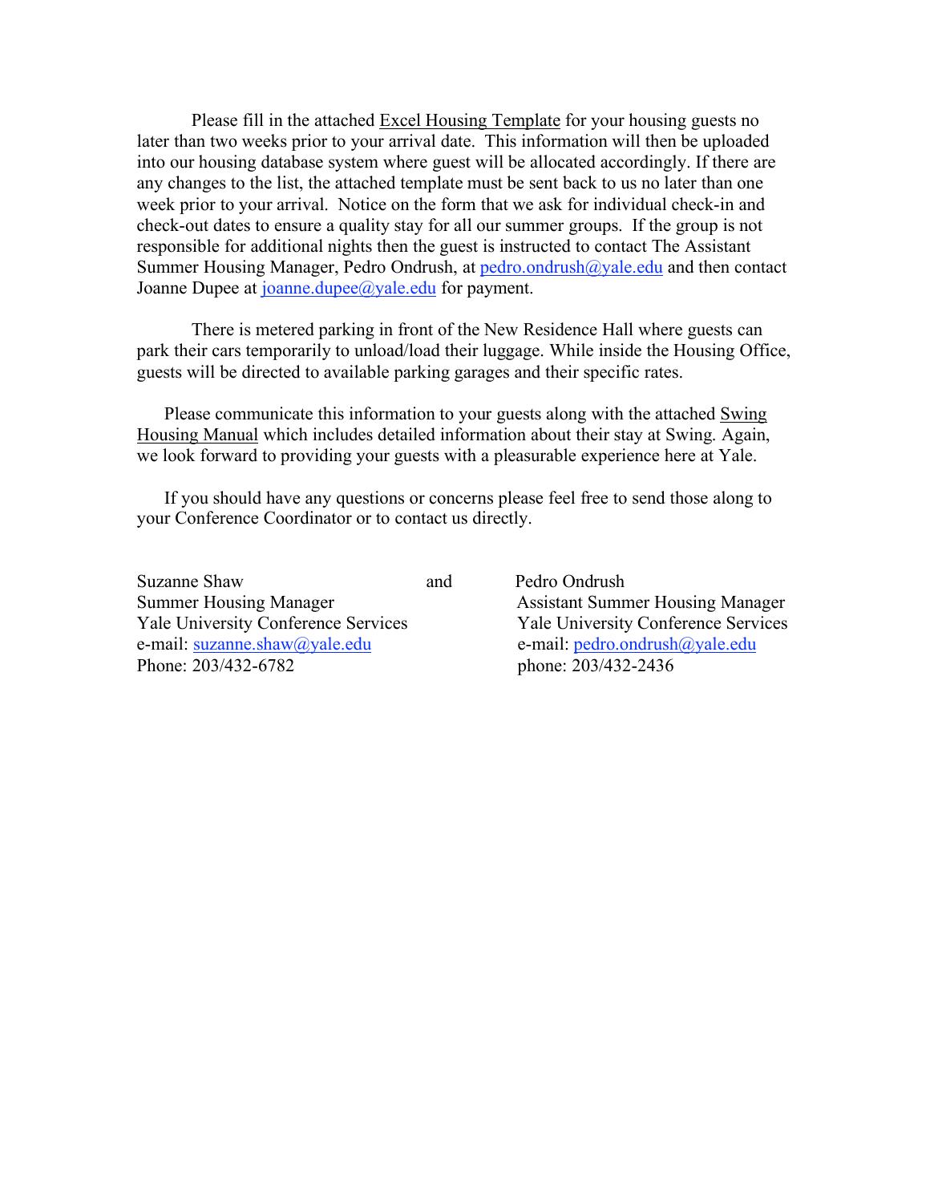Please fill in the attached Excel Housing Template for your housing guests no later than two weeks prior to your arrival date. This information will then be uploaded into our housing database system where guest will be allocated accordingly. If there are any changes to the list, the attached template must be sent back to us no later than one week prior to your arrival. Notice on the form that we ask for individual check-in and check-out dates to ensure a quality stay for all our summer groups. If the group is not responsible for additional nights then the guest is instructed to contact The Assistant Summer Housing Manager, Pedro Ondrush, at pedro.ondrush@yale.edu and then contact Joanne Dupee at joanne.dupee@yale.edu for payment.

There is metered parking in front of the New Residence Hall where guests can park their cars temporarily to unload/load their luggage. While inside the Housing Office, guests will be directed to available parking garages and their specific rates.

Please communicate this information to your guests along with the attached Swing Housing Manual which includes detailed information about their stay at Swing. Again, we look forward to providing your guests with a pleasurable experience here at Yale.

If you should have any questions or concerns please feel free to send those along to your Conference Coordinator or to contact us directly.

Suzanne Shaw
Summer Housing Manager
Yale University Conference Services
e-mail: suzanne.shaw@yale.edu
Phone: 203/432-6782

and

Pedro Ondrush
Assistant Summer Housing Manager
Yale University Conference Services
e-mail: pedro.ondrush@yale.edu
phone: 203/432-2436